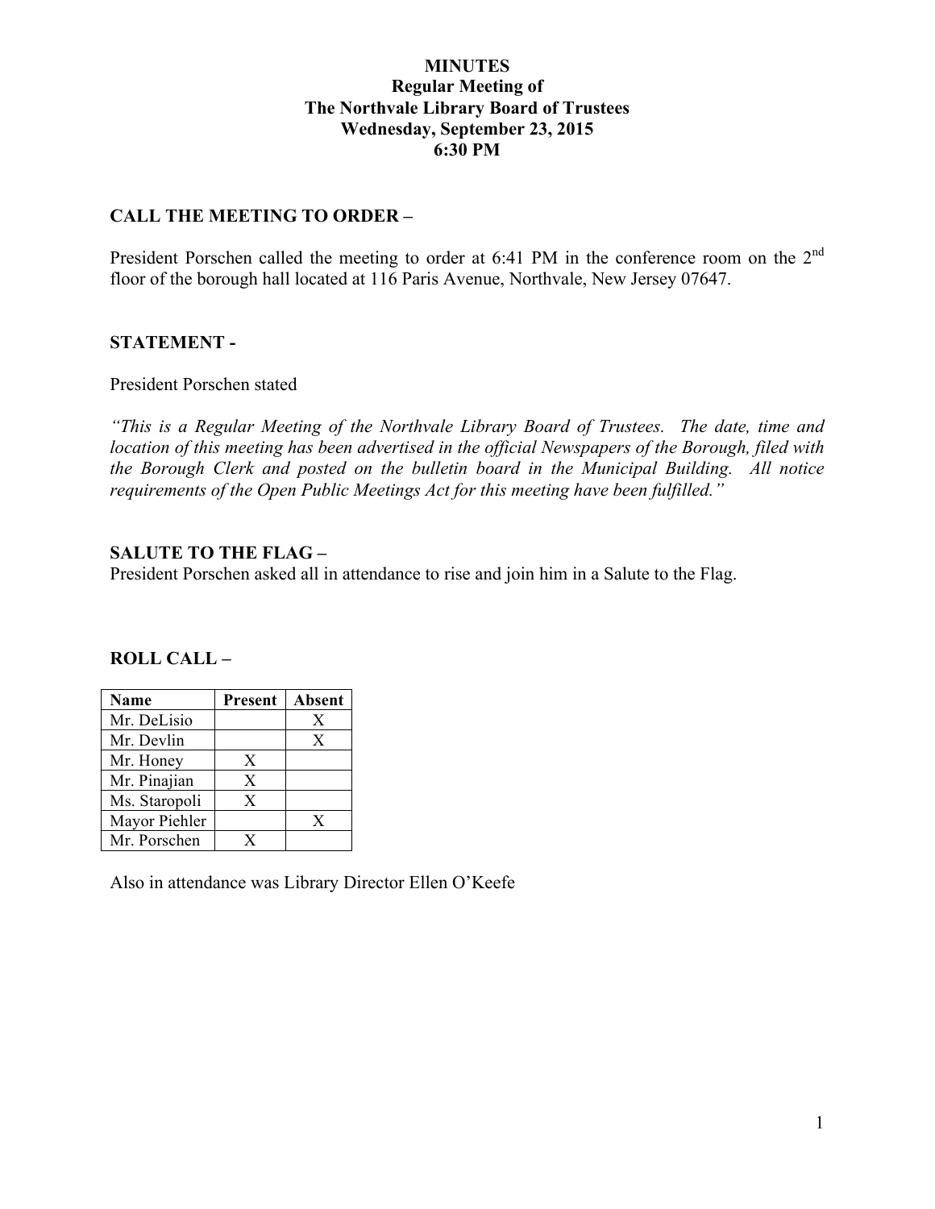# MINUTES
## Regular Meeting of
## The Northvale Library Board of Trustees
## Wednesday, September 23, 2015
## 6:30 PM

### CALL THE MEETING TO ORDER –

President Porschen called the meeting to order at 6:41 PM in the conference room on the 2nd floor of the borough hall located at 116 Paris Avenue, Northvale, New Jersey 07647.

### STATEMENT -

President Porschen stated

*"This is a Regular Meeting of the Northvale Library Board of Trustees. The date, time and location of this meeting has been advertised in the official Newspapers of the Borough, filed with the Borough Clerk and posted on the bulletin board in the Municipal Building. All notice requirements of the Open Public Meetings Act for this meeting have been fulfilled."*

### SALUTE TO THE FLAG –

President Porschen asked all in attendance to rise and join him in a Salute to the Flag.

### ROLL CALL –

| Name | Present | Absent |
|---|---|---|
| Mr. DeLisio | | X |
| Mr. Devlin | | X |
| Mr. Honey | X | |
| Mr. Pinajian | X | |
| Ms. Staropoli | X | |
| Mayor Piehler | | X |
| Mr. Porschen | X | |

Also in attendance was Library Director Ellen O'Keefe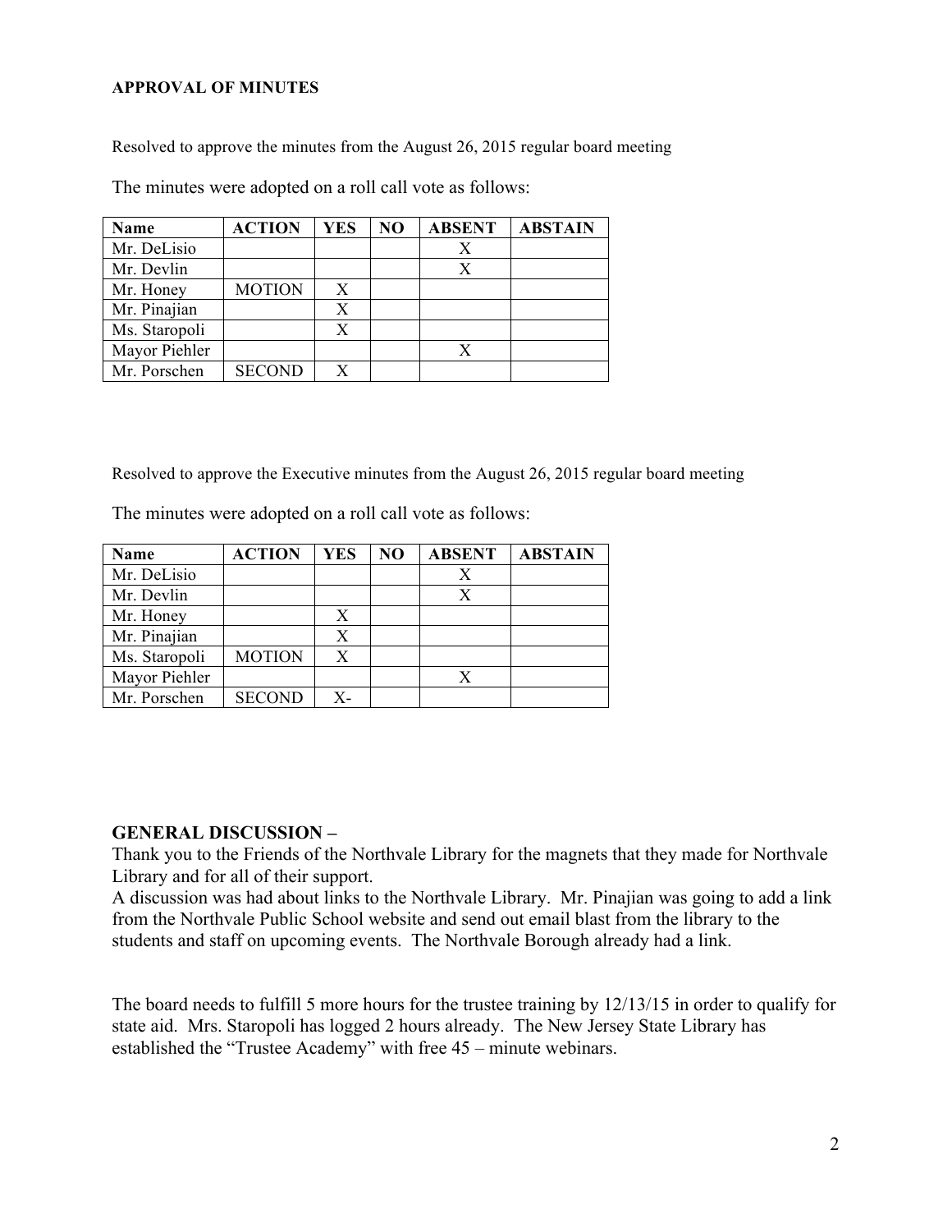**APPROVAL OF MINUTES**

Resolved to approve the minutes from the August 26, 2015 regular board meeting

The minutes were adopted on a roll call vote as follows:

| Name | ACTION | YES | NO | ABSENT | ABSTAIN |
|---|---|---|---|---|---|
| Mr. DeLisio | | | | X | |
| Mr. Devlin | | | | X | |
| Mr. Honey | MOTION | X | | | |
| Mr. Pinajian | | X | | | |
| Ms. Staropoli | | X | | | |
| Mayor Piehler | | | | X | |
| Mr. Porschen | SECOND | X | | | |

Resolved to approve the Executive minutes from the August 26, 2015 regular board meeting

The minutes were adopted on a roll call vote as follows:

| Name | ACTION | YES | NO | ABSENT | ABSTAIN |
|---|---|---|---|---|---|
| Mr. DeLisio | | | | X | |
| Mr. Devlin | | | | X | |
| Mr. Honey | | X | | | |
| Mr. Pinajian | | X | | | |
| Ms. Staropoli | MOTION | X | | | |
| Mayor Piehler | | | | X | |
| Mr. Porschen | SECOND | X- | | | |

**GENERAL DISCUSSION –**

Thank you to the Friends of the Northvale Library for the magnets that they made for Northvale Library and for all of their support.

A discussion was had about links to the Northvale Library. Mr. Pinajian was going to add a link from the Northvale Public School website and send out email blast from the library to the students and staff on upcoming events. The Northvale Borough already had a link.

The board needs to fulfill 5 more hours for the trustee training by 12/13/15 in order to qualify for state aid. Mrs. Staropoli has logged 2 hours already. The New Jersey State Library has established the "Trustee Academy" with free 45 – minute webinars.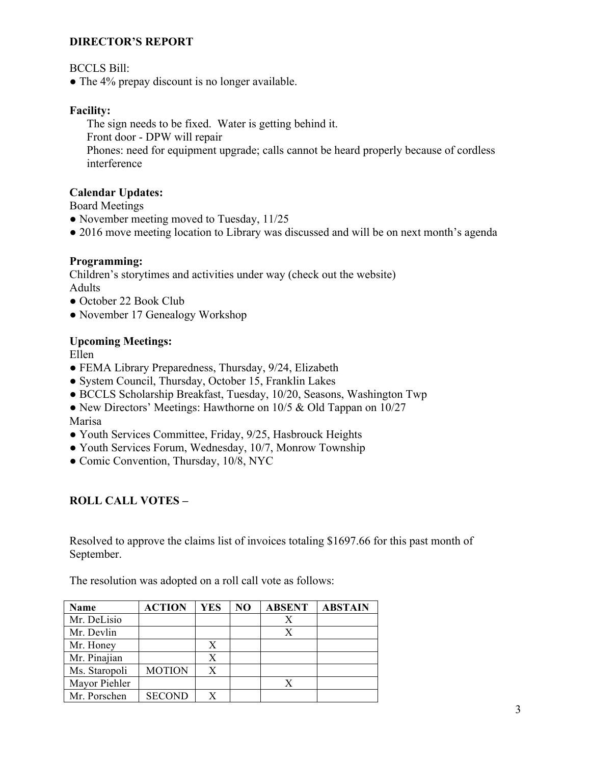## DIRECTOR'S REPORT

BCCLS Bill:

- The 4% prepay discount is no longer available.

**Facility:**

The sign needs to be fixed. Water is getting behind it.
Front door - DPW will repair
Phones: need for equipment upgrade; calls cannot be heard properly because of cordless interference

**Calendar Updates:**

Board Meetings

- November meeting moved to Tuesday, 11/25
- 2016 move meeting location to Library was discussed and will be on next month's agenda

**Programming:**

Children's storytimes and activities under way (check out the website)
Adults

- October 22 Book Club
- November 17 Genealogy Workshop

**Upcoming Meetings:**

Ellen

- FEMA Library Preparedness, Thursday, 9/24, Elizabeth
- System Council, Thursday, October 15, Franklin Lakes
- BCCLS Scholarship Breakfast, Tuesday, 10/20, Seasons, Washington Twp
- New Directors' Meetings: Hawthorne on 10/5 & Old Tappan on 10/27

Marisa

- Youth Services Committee, Friday, 9/25, Hasbrouck Heights
- Youth Services Forum, Wednesday, 10/7, Monrow Township
- Comic Convention, Thursday, 10/8, NYC

## ROLL CALL VOTES –

Resolved to approve the claims list of invoices totaling $1697.66 for this past month of September.

The resolution was adopted on a roll call vote as follows:

| Name | ACTION | YES | NO | ABSENT | ABSTAIN |
|---|---|---|---|---|---|
| Mr. DeLisio | | | | X | |
| Mr. Devlin | | | | X | |
| Mr. Honey | | X | | | |
| Mr. Pinajian | | X | | | |
| Ms. Staropoli | MOTION | X | | | |
| Mayor Piehler | | | | X | |
| Mr. Porschen | SECOND | X | | | |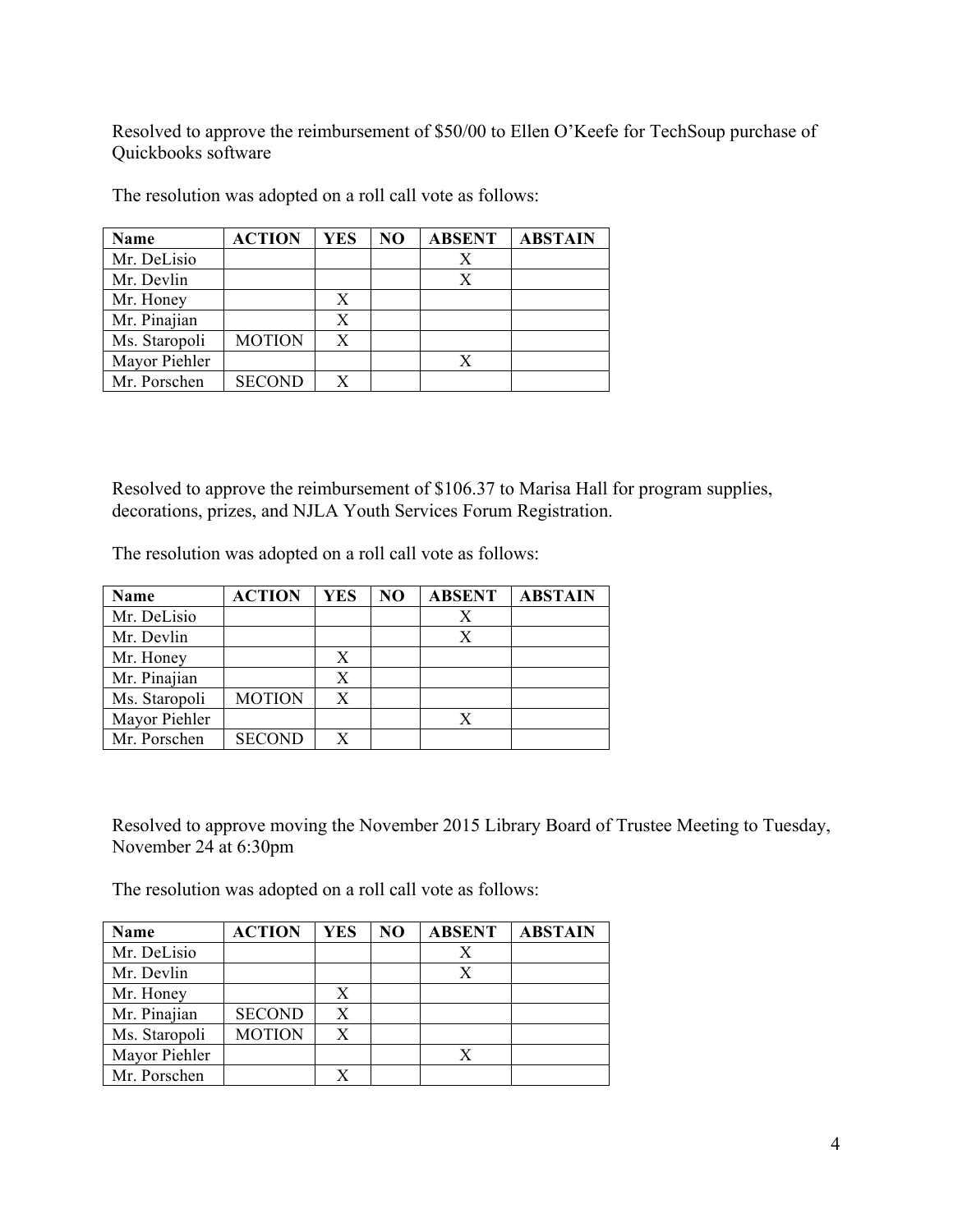Resolved to approve the reimbursement of $50/00 to Ellen O'Keefe for TechSoup purchase of Quickbooks software

The resolution was adopted on a roll call vote as follows:

| Name | ACTION | YES | NO | ABSENT | ABSTAIN |
|---|---|---|---|---|---|
| Mr. DeLisio | | | | X | |
| Mr. Devlin | | | | X | |
| Mr. Honey | | X | | | |
| Mr. Pinajian | | X | | | |
| Ms. Staropoli | MOTION | X | | | |
| Mayor Piehler | | | | X | |
| Mr. Porschen | SECOND | X | | | |

Resolved to approve the reimbursement of $106.37 to Marisa Hall for program supplies, decorations, prizes, and NJLA Youth Services Forum Registration.

The resolution was adopted on a roll call vote as follows:

| Name | ACTION | YES | NO | ABSENT | ABSTAIN |
|---|---|---|---|---|---|
| Mr. DeLisio | | | | X | |
| Mr. Devlin | | | | X | |
| Mr. Honey | | X | | | |
| Mr. Pinajian | | X | | | |
| Ms. Staropoli | MOTION | X | | | |
| Mayor Piehler | | | | X | |
| Mr. Porschen | SECOND | X | | | |

Resolved to approve moving the November 2015 Library Board of Trustee Meeting to Tuesday, November 24 at 6:30pm

The resolution was adopted on a roll call vote as follows:

| Name | ACTION | YES | NO | ABSENT | ABSTAIN |
|---|---|---|---|---|---|
| Mr. DeLisio | | | | X | |
| Mr. Devlin | | | | X | |
| Mr. Honey | | X | | | |
| Mr. Pinajian | SECOND | X | | | |
| Ms. Staropoli | MOTION | X | | | |
| Mayor Piehler | | | | X | |
| Mr. Porschen | | X | | | |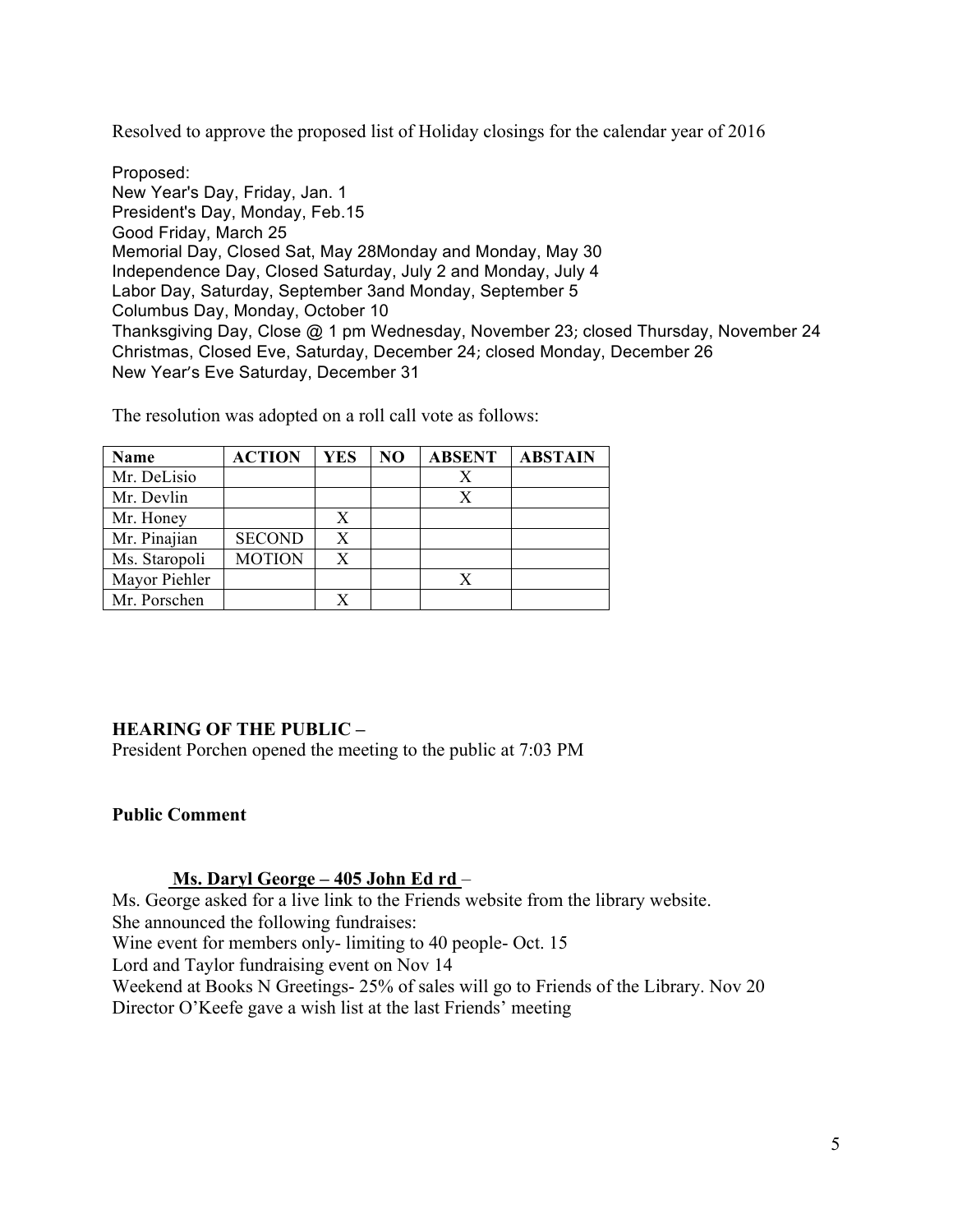Resolved to approve the proposed list of Holiday closings for the calendar year of 2016

Proposed:
New Year's Day, Friday, Jan. 1
President's Day, Monday, Feb.15
Good Friday, March 25
Memorial Day, Closed Sat, May 28Monday and Monday, May 30
Independence Day, Closed Saturday, July 2 and Monday, July 4
Labor Day, Saturday, September 3and Monday, September 5
Columbus Day, Monday, October 10
Thanksgiving Day, Close @ 1 pm Wednesday, November 23; closed Thursday, November 24
Christmas, Closed Eve, Saturday, December 24; closed Monday, December 26
New Year's Eve Saturday, December 31

The resolution was adopted on a roll call vote as follows:

| Name | ACTION | YES | NO | ABSENT | ABSTAIN |
|---|---|---|---|---|---|
| Mr. DeLisio | | | | X | |
| Mr. Devlin | | | | X | |
| Mr. Honey | | X | | | |
| Mr. Pinajian | SECOND | X | | | |
| Ms. Staropoli | MOTION | X | | | |
| Mayor Piehler | | | | X | |
| Mr. Porschen | | X | | | |

**HEARING OF THE PUBLIC –**
President Porchen opened the meeting to the public at 7:03 PM

**Public Comment**

**Ms. Daryl George – 405 John Ed rd** –
Ms. George asked for a live link to the Friends website from the library website.
She announced the following fundraises:
Wine event for members only- limiting to 40 people- Oct. 15
Lord and Taylor fundraising event on Nov 14
Weekend at Books N Greetings- 25% of sales will go to Friends of the Library. Nov 20
Director O'Keefe gave a wish list at the last Friends' meeting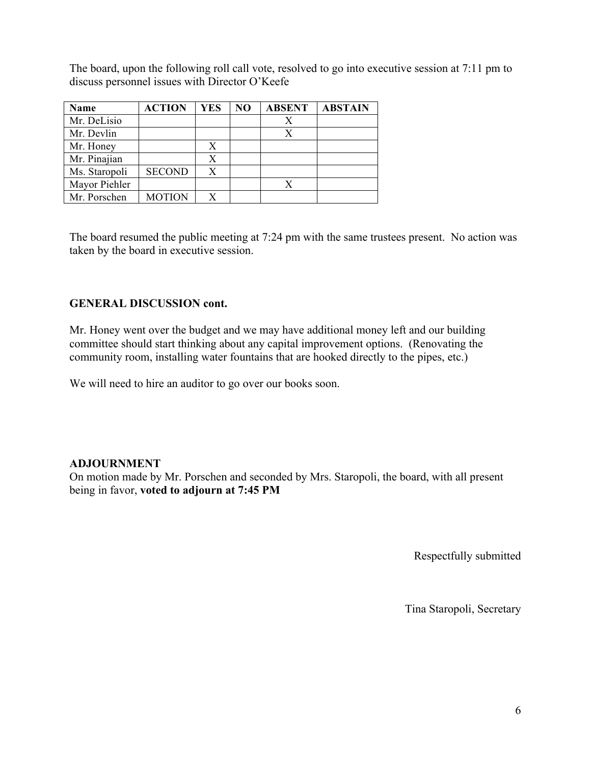The board, upon the following roll call vote, resolved to go into executive session at 7:11 pm to discuss personnel issues with Director O'Keefe

| Name | ACTION | YES | NO | ABSENT | ABSTAIN |
|---|---|---|---|---|---|
| Mr. DeLisio | | | | X | |
| Mr. Devlin | | | | X | |
| Mr. Honey | | X | | | |
| Mr. Pinajian | | X | | | |
| Ms. Staropoli | SECOND | X | | | |
| Mayor Piehler | | | | X | |
| Mr. Porschen | MOTION | X | | | |

The board resumed the public meeting at 7:24 pm with the same trustees present. No action was taken by the board in executive session.

**GENERAL DISCUSSION cont.**

Mr. Honey went over the budget and we may have additional money left and our building committee should start thinking about any capital improvement options. (Renovating the community room, installing water fountains that are hooked directly to the pipes, etc.)

We will need to hire an auditor to go over our books soon.

**ADJOURNMENT**

On motion made by Mr. Porschen and seconded by Mrs. Staropoli, the board, with all present being in favor, **voted to adjourn at 7:45 PM**

Respectfully submitted

Tina Staropoli, Secretary